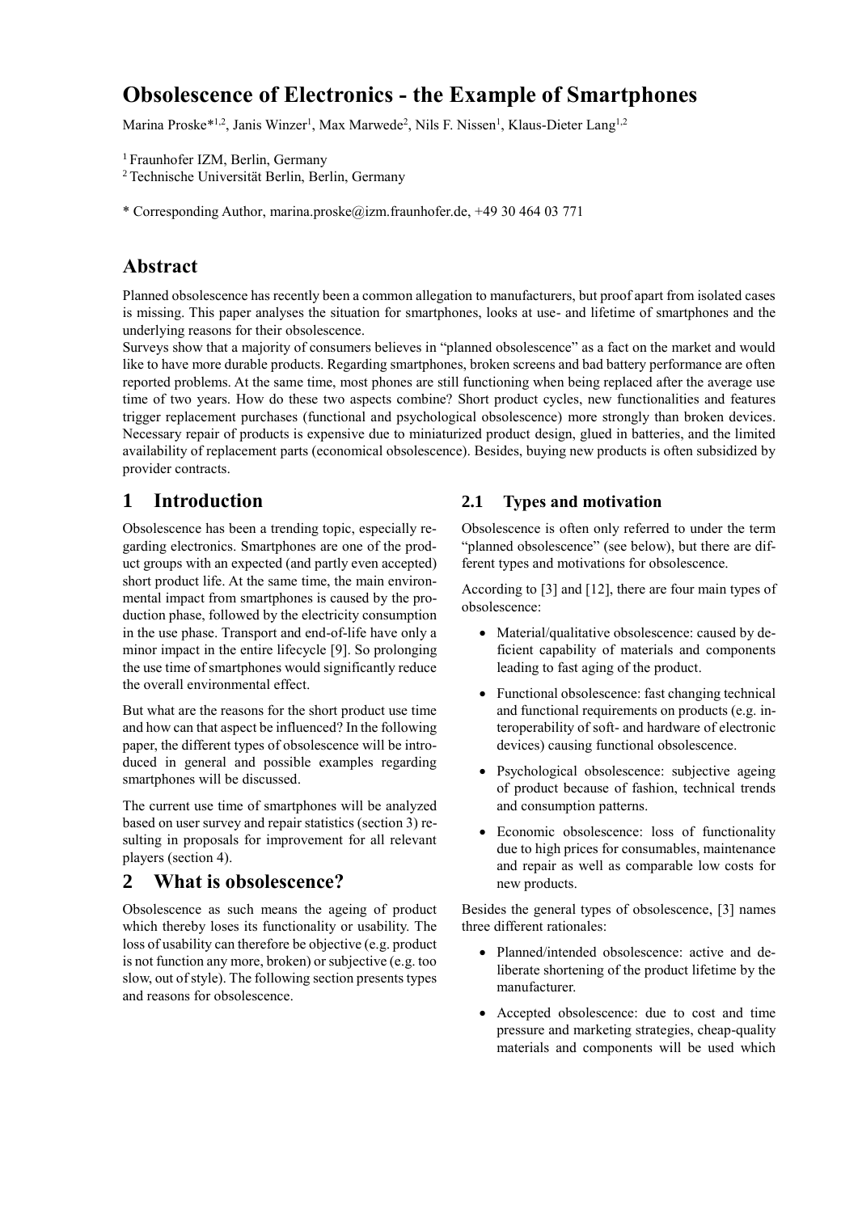# Obsolescence of Electronics - the Example of Smartphones

Marina Proske*[1,2], Janis Winzer[1], Max Marwede[2], Nils F. Nissen[1], Klaus-Dieter Lang[1,2]

[1] Fraunhofer IZM, Berlin, Germany

[2] Technische Universität Berlin, Berlin, Germany

\* Corresponding Author, marina.proske@izm.fraunhofer.de, +49 30 464 03 771

## Abstract

Planned obsolescence has recently been a common allegation to manufacturers, but proof apart from isolated cases is missing. This paper analyses the situation for smartphones, looks at use- and lifetime of smartphones and the underlying reasons for their obsolescence.

Surveys show that a majority of consumers believes in "planned obsolescence" as a fact on the market and would like to have more durable products. Regarding smartphones, broken screens and bad battery performance are often reported problems. At the same time, most phones are still functioning when being replaced after the average use time of two years. How do these two aspects combine? Short product cycles, new functionalities and features trigger replacement purchases (functional and psychological obsolescence) more strongly than broken devices. Necessary repair of products is expensive due to miniaturized product design, glued in batteries, and the limited availability of replacement parts (economical obsolescence). Besides, buying new products is often subsidized by provider contracts.

## 1 Introduction

Obsolescence has been a trending topic, especially regarding electronics. Smartphones are one of the product groups with an expected (and partly even accepted) short product life. At the same time, the main environmental impact from smartphones is caused by the production phase, followed by the electricity consumption in the use phase. Transport and end-of-life have only a minor impact in the entire lifecycle [9]. So prolonging the use time of smartphones would significantly reduce the overall environmental effect.

But what are the reasons for the short product use time and how can that aspect be influenced? In the following paper, the different types of obsolescence will be introduced in general and possible examples regarding smartphones will be discussed.

The current use time of smartphones will be analyzed based on user survey and repair statistics (section 3) resulting in proposals for improvement for all relevant players (section 4).

## 2 What is obsolescence?

Obsolescence as such means the ageing of product which thereby loses its functionality or usability. The loss of usability can therefore be objective (e.g. product is not function any more, broken) or subjective (e.g. too slow, out of style). The following section presents types and reasons for obsolescence.

### 2.1 Types and motivation

Obsolescence is often only referred to under the term "planned obsolescence" (see below), but there are different types and motivations for obsolescence.

According to [3] and [12], there are four main types of obsolescence:

- Material/qualitative obsolescence: caused by deficient capability of materials and components leading to fast aging of the product.
- Functional obsolescence: fast changing technical and functional requirements on products (e.g. interoperability of soft- and hardware of electronic devices) causing functional obsolescence.
- Psychological obsolescence: subjective ageing of product because of fashion, technical trends and consumption patterns.
- Economic obsolescence: loss of functionality due to high prices for consumables, maintenance and repair as well as comparable low costs for new products.

Besides the general types of obsolescence, [3] names three different rationales:

- Planned/intended obsolescence: active and deliberate shortening of the product lifetime by the manufacturer.
- Accepted obsolescence: due to cost and time pressure and marketing strategies, cheap-quality materials and components will be used which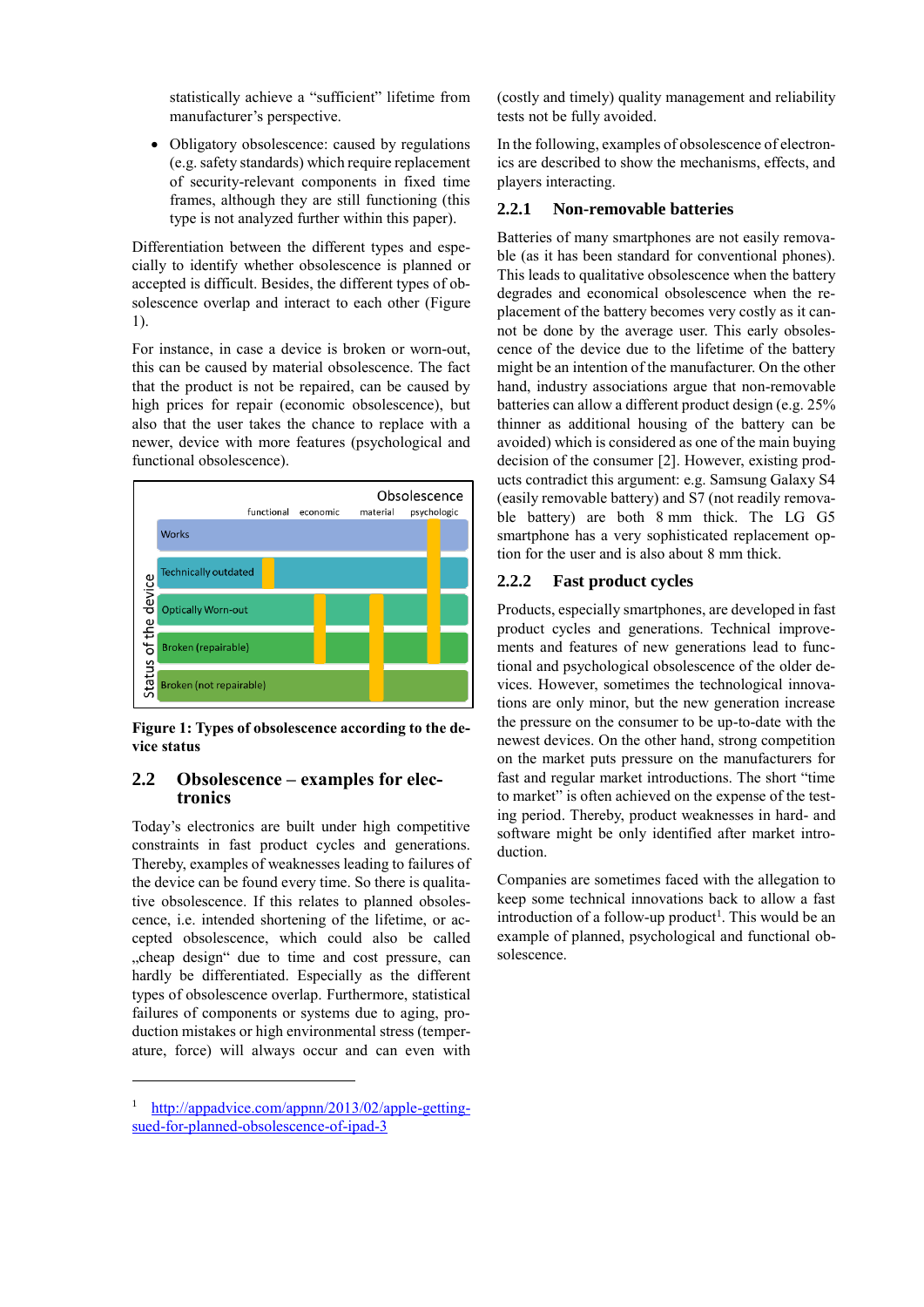statistically achieve a "sufficient" lifetime from manufacturer's perspective.

- Obligatory obsolescence: caused by regulations (e.g. safety standards) which require replacement of security-relevant components in fixed time frames, although they are still functioning (this type is not analyzed further within this paper).

Differentiation between the different types and especially to identify whether obsolescence is planned or accepted is difficult. Besides, the different types of obsolescence overlap and interact to each other (Figure 1).

For instance, in case a device is broken or worn-out, this can be caused by material obsolescence. The fact that the product is not be repaired, can be caused by high prices for repair (economic obsolescence), but also that the user takes the chance to replace with a newer, device with more features (psychological and functional obsolescence).

**Figure 1: Types of obsolescence according to the device status**

## 2.2 Obsolescence – examples for electronics

Today's electronics are built under high competitive constraints in fast product cycles and generations. Thereby, examples of weaknesses leading to failures of the device can be found every time. So there is qualitative obsolescence. If this relates to planned obsolescence, i.e. intended shortening of the lifetime, or accepted obsolescence, which could also be called „cheap design" due to time and cost pressure, can hardly be differentiated. Especially as the different types of obsolescence overlap. Furthermore, statistical failures of components or systems due to aging, production mistakes or high environmental stress (temperature, force) will always occur and can even with (costly and timely) quality management and reliability tests not be fully avoided.

In the following, examples of obsolescence of electronics are described to show the mechanisms, effects, and players interacting.

### 2.2.1 Non-removable batteries

Batteries of many smartphones are not easily removable (as it has been standard for conventional phones). This leads to qualitative obsolescence when the battery degrades and economical obsolescence when the replacement of the battery becomes very costly as it cannot be done by the average user. This early obsolescence of the device due to the lifetime of the battery might be an intention of the manufacturer. On the other hand, industry associations argue that non-removable batteries can allow a different product design (e.g. 25% thinner as additional housing of the battery can be avoided) which is considered as one of the main buying decision of the consumer [2]. However, existing products contradict this argument: e.g. Samsung Galaxy S4 (easily removable battery) and S7 (not readily removable battery) are both 8 mm thick. The LG G5 smartphone has a very sophisticated replacement option for the user and is also about 8 mm thick.

### 2.2.2 Fast product cycles

Products, especially smartphones, are developed in fast product cycles and generations. Technical improvements and features of new generations lead to functional and psychological obsolescence of the older devices. However, sometimes the technological innovations are only minor, but the new generation increase the pressure on the consumer to be up-to-date with the newest devices. On the other hand, strong competition on the market puts pressure on the manufacturers for fast and regular market introductions. The short "time to market" is often achieved on the expense of the testing period. Thereby, product weaknesses in hard- and software might be only identified after market introduction.

Companies are sometimes faced with the allegation to keep some technical innovations back to allow a fast introduction of a follow-up product[1]. This would be an example of planned, psychological and functional obsolescence.

[1] http://appadvice.com/appnn/2013/02/apple-getting-sued-for-planned-obsolescence-of-ipad-3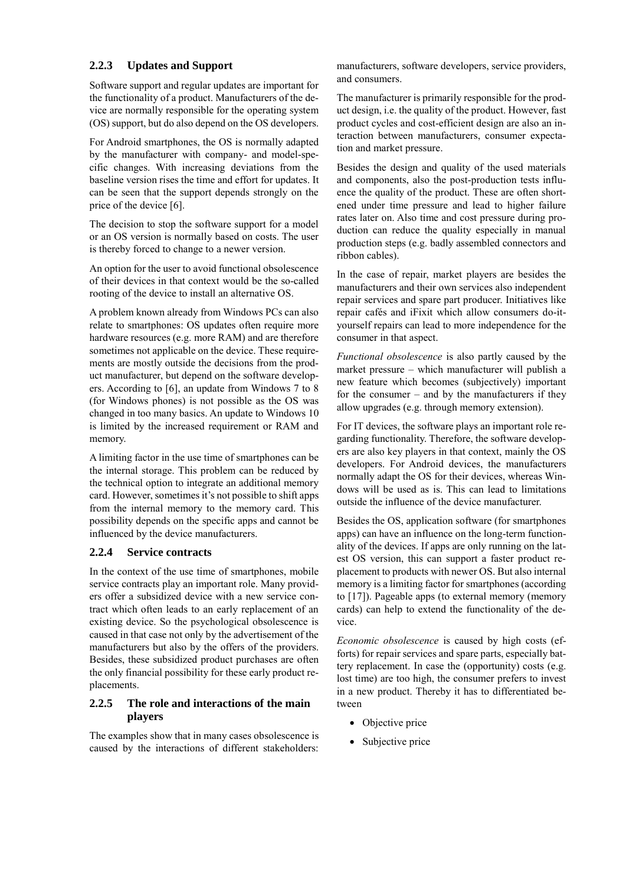### 2.2.3 Updates and Support

Software support and regular updates are important for the functionality of a product. Manufacturers of the device are normally responsible for the operating system (OS) support, but do also depend on the OS developers.

For Android smartphones, the OS is normally adapted by the manufacturer with company- and model-specific changes. With increasing deviations from the baseline version rises the time and effort for updates. It can be seen that the support depends strongly on the price of the device [6].

The decision to stop the software support for a model or an OS version is normally based on costs. The user is thereby forced to change to a newer version.

An option for the user to avoid functional obsolescence of their devices in that context would be the so-called rooting of the device to install an alternative OS.

A problem known already from Windows PCs can also relate to smartphones: OS updates often require more hardware resources (e.g. more RAM) and are therefore sometimes not applicable on the device. These requirements are mostly outside the decisions from the product manufacturer, but depend on the software developers. According to [6], an update from Windows 7 to 8 (for Windows phones) is not possible as the OS was changed in too many basics. An update to Windows 10 is limited by the increased requirement or RAM and memory.

A limiting factor in the use time of smartphones can be the internal storage. This problem can be reduced by the technical option to integrate an additional memory card. However, sometimes it's not possible to shift apps from the internal memory to the memory card. This possibility depends on the specific apps and cannot be influenced by the device manufacturers.

### 2.2.4 Service contracts

In the context of the use time of smartphones, mobile service contracts play an important role. Many providers offer a subsidized device with a new service contract which often leads to an early replacement of an existing device. So the psychological obsolescence is caused in that case not only by the advertisement of the manufacturers but also by the offers of the providers. Besides, these subsidized product purchases are often the only financial possibility for these early product replacements.

### 2.2.5 The role and interactions of the main players

The examples show that in many cases obsolescence is caused by the interactions of different stakeholders: manufacturers, software developers, service providers, and consumers.

The manufacturer is primarily responsible for the product design, i.e. the quality of the product. However, fast product cycles and cost-efficient design are also an interaction between manufacturers, consumer expectation and market pressure.

Besides the design and quality of the used materials and components, also the post-production tests influence the quality of the product. These are often shortened under time pressure and lead to higher failure rates later on. Also time and cost pressure during production can reduce the quality especially in manual production steps (e.g. badly assembled connectors and ribbon cables).

In the case of repair, market players are besides the manufacturers and their own services also independent repair services and spare part producer. Initiatives like repair cafés and iFixit which allow consumers do-it-yourself repairs can lead to more independence for the consumer in that aspect.

*Functional obsolescence* is also partly caused by the market pressure – which manufacturer will publish a new feature which becomes (subjectively) important for the consumer – and by the manufacturers if they allow upgrades (e.g. through memory extension).

For IT devices, the software plays an important role regarding functionality. Therefore, the software developers are also key players in that context, mainly the OS developers. For Android devices, the manufacturers normally adapt the OS for their devices, whereas Windows will be used as is. This can lead to limitations outside the influence of the device manufacturer.

Besides the OS, application software (for smartphones apps) can have an influence on the long-term functionality of the devices. If apps are only running on the latest OS version, this can support a faster product replacement to products with newer OS. But also internal memory is a limiting factor for smartphones (according to [17]). Pageable apps (to external memory (memory cards) can help to extend the functionality of the device.

*Economic obsolescence* is caused by high costs (efforts) for repair services and spare parts, especially battery replacement. In case the (opportunity) costs (e.g. lost time) are too high, the consumer prefers to invest in a new product. Thereby it has to differentiated between

- Objective price
- Subjective price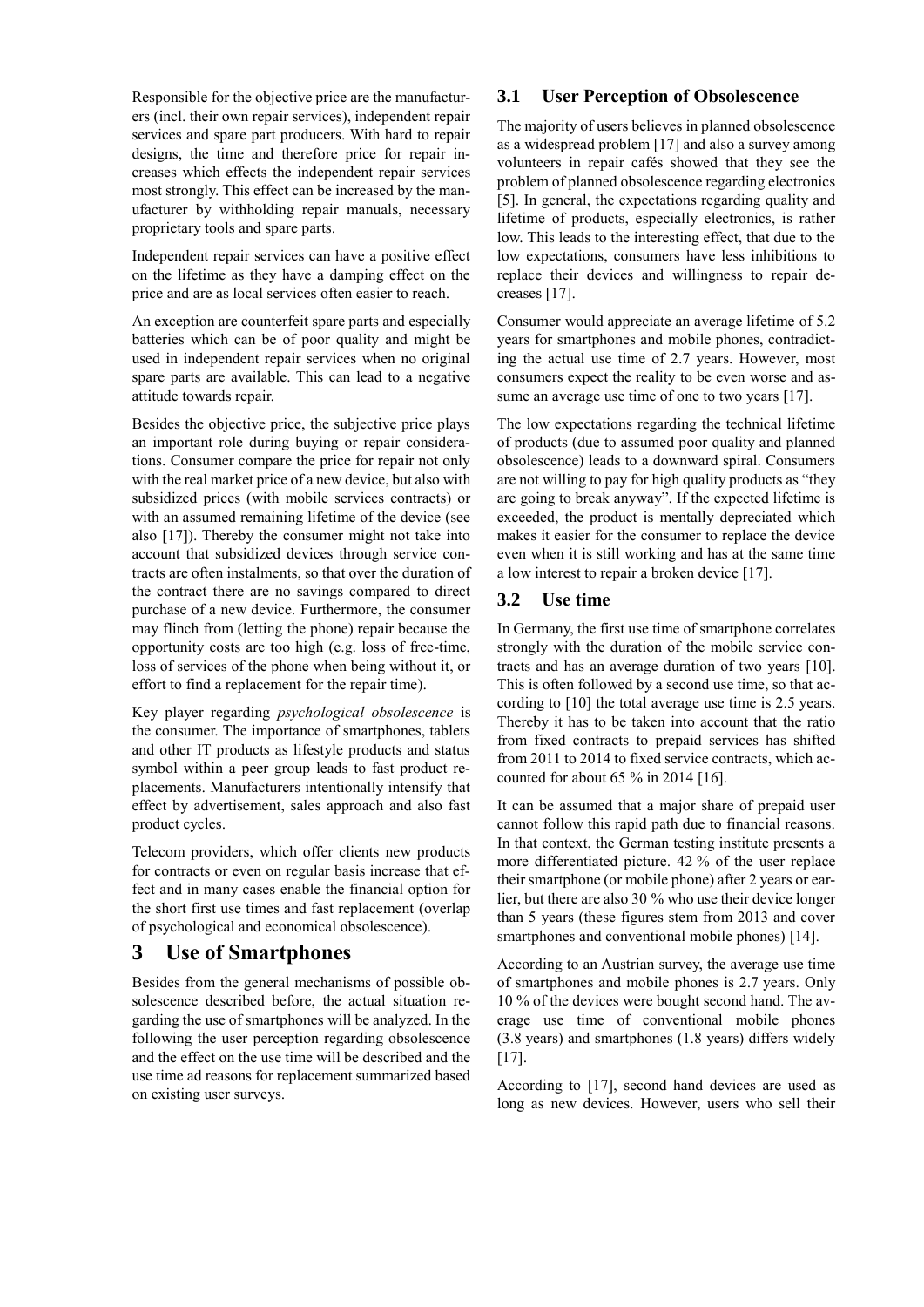Responsible for the objective price are the manufacturers (incl. their own repair services), independent repair services and spare part producers. With hard to repair designs, the time and therefore price for repair increases which effects the independent repair services most strongly. This effect can be increased by the manufacturer by withholding repair manuals, necessary proprietary tools and spare parts.

Independent repair services can have a positive effect on the lifetime as they have a damping effect on the price and are as local services often easier to reach.

An exception are counterfeit spare parts and especially batteries which can be of poor quality and might be used in independent repair services when no original spare parts are available. This can lead to a negative attitude towards repair.

Besides the objective price, the subjective price plays an important role during buying or repair considerations. Consumer compare the price for repair not only with the real market price of a new device, but also with subsidized prices (with mobile services contracts) or with an assumed remaining lifetime of the device (see also [17]). Thereby the consumer might not take into account that subsidized devices through service contracts are often instalments, so that over the duration of the contract there are no savings compared to direct purchase of a new device. Furthermore, the consumer may flinch from (letting the phone) repair because the opportunity costs are too high (e.g. loss of free-time, loss of services of the phone when being without it, or effort to find a replacement for the repair time).

Key player regarding *psychological obsolescence* is the consumer. The importance of smartphones, tablets and other IT products as lifestyle products and status symbol within a peer group leads to fast product replacements. Manufacturers intentionally intensify that effect by advertisement, sales approach and also fast product cycles.

Telecom providers, which offer clients new products for contracts or even on regular basis increase that effect and in many cases enable the financial option for the short first use times and fast replacement (overlap of psychological and economical obsolescence).

# 3 Use of Smartphones

Besides from the general mechanisms of possible obsolescence described before, the actual situation regarding the use of smartphones will be analyzed. In the following the user perception regarding obsolescence and the effect on the use time will be described and the use time ad reasons for replacement summarized based on existing user surveys.

## 3.1 User Perception of Obsolescence

The majority of users believes in planned obsolescence as a widespread problem [17] and also a survey among volunteers in repair cafés showed that they see the problem of planned obsolescence regarding electronics [5]. In general, the expectations regarding quality and lifetime of products, especially electronics, is rather low. This leads to the interesting effect, that due to the low expectations, consumers have less inhibitions to replace their devices and willingness to repair decreases [17].

Consumer would appreciate an average lifetime of 5.2 years for smartphones and mobile phones, contradicting the actual use time of 2.7 years. However, most consumers expect the reality to be even worse and assume an average use time of one to two years [17].

The low expectations regarding the technical lifetime of products (due to assumed poor quality and planned obsolescence) leads to a downward spiral. Consumers are not willing to pay for high quality products as "they are going to break anyway". If the expected lifetime is exceeded, the product is mentally depreciated which makes it easier for the consumer to replace the device even when it is still working and has at the same time a low interest to repair a broken device [17].

## 3.2 Use time

In Germany, the first use time of smartphone correlates strongly with the duration of the mobile service contracts and has an average duration of two years [10]. This is often followed by a second use time, so that according to [10] the total average use time is 2.5 years. Thereby it has to be taken into account that the ratio from fixed contracts to prepaid services has shifted from 2011 to 2014 to fixed service contracts, which accounted for about 65 % in 2014 [16].

It can be assumed that a major share of prepaid user cannot follow this rapid path due to financial reasons. In that context, the German testing institute presents a more differentiated picture. 42 % of the user replace their smartphone (or mobile phone) after 2 years or earlier, but there are also 30 % who use their device longer than 5 years (these figures stem from 2013 and cover smartphones and conventional mobile phones) [14].

According to an Austrian survey, the average use time of smartphones and mobile phones is 2.7 years. Only 10 % of the devices were bought second hand. The average use time of conventional mobile phones (3.8 years) and smartphones (1.8 years) differs widely [17].

According to [17], second hand devices are used as long as new devices. However, users who sell their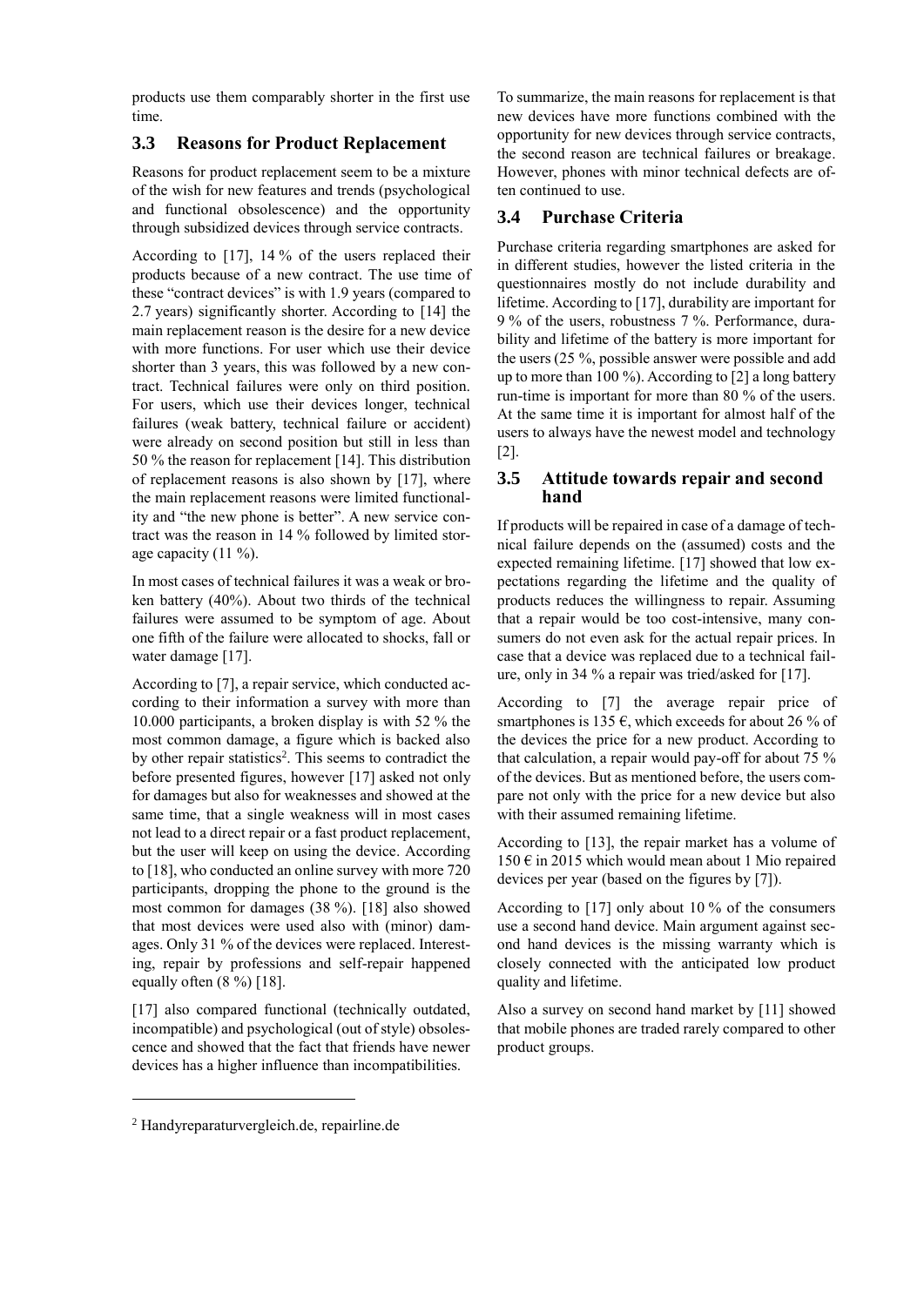products use them comparably shorter in the first use time.

### 3.3 Reasons for Product Replacement

Reasons for product replacement seem to be a mixture of the wish for new features and trends (psychological and functional obsolescence) and the opportunity through subsidized devices through service contracts.

According to [17], 14 % of the users replaced their products because of a new contract. The use time of these "contract devices" is with 1.9 years (compared to 2.7 years) significantly shorter. According to [14] the main replacement reason is the desire for a new device with more functions. For user which use their device shorter than 3 years, this was followed by a new contract. Technical failures were only on third position. For users, which use their devices longer, technical failures (weak battery, technical failure or accident) were already on second position but still in less than 50 % the reason for replacement [14]. This distribution of replacement reasons is also shown by [17], where the main replacement reasons were limited functionality and "the new phone is better". A new service contract was the reason in 14 % followed by limited storage capacity (11 %).

In most cases of technical failures it was a weak or broken battery (40%). About two thirds of the technical failures were assumed to be symptom of age. About one fifth of the failure were allocated to shocks, fall or water damage [17].

According to [7], a repair service, which conducted according to their information a survey with more than 10.000 participants, a broken display is with 52 % the most common damage, a figure which is backed also by other repair statistics[2]. This seems to contradict the before presented figures, however [17] asked not only for damages but also for weaknesses and showed at the same time, that a single weakness will in most cases not lead to a direct repair or a fast product replacement, but the user will keep on using the device. According to [18], who conducted an online survey with more 720 participants, dropping the phone to the ground is the most common for damages (38 %). [18] also showed that most devices were used also with (minor) damages. Only 31 % of the devices were replaced. Interesting, repair by professions and self-repair happened equally often (8 %) [18].

[17] also compared functional (technically outdated, incompatible) and psychological (out of style) obsolescence and showed that the fact that friends have newer devices has a higher influence than incompatibilities.

To summarize, the main reasons for replacement is that new devices have more functions combined with the opportunity for new devices through service contracts, the second reason are technical failures or breakage. However, phones with minor technical defects are often continued to use.

### 3.4 Purchase Criteria

Purchase criteria regarding smartphones are asked for in different studies, however the listed criteria in the questionnaires mostly do not include durability and lifetime. According to [17], durability are important for 9 % of the users, robustness 7 %. Performance, durability and lifetime of the battery is more important for the users (25 %, possible answer were possible and add up to more than 100 %). According to [2] a long battery run-time is important for more than 80 % of the users. At the same time it is important for almost half of the users to always have the newest model and technology [2].

### 3.5 Attitude towards repair and second hand

If products will be repaired in case of a damage of technical failure depends on the (assumed) costs and the expected remaining lifetime. [17] showed that low expectations regarding the lifetime and the quality of products reduces the willingness to repair. Assuming that a repair would be too cost-intensive, many consumers do not even ask for the actual repair prices. In case that a device was replaced due to a technical failure, only in 34 % a repair was tried/asked for [17].

According to [7] the average repair price of smartphones is 135 €, which exceeds for about 26 % of the devices the price for a new product. According to that calculation, a repair would pay-off for about 75 % of the devices. But as mentioned before, the users compare not only with the price for a new device but also with their assumed remaining lifetime.

According to [13], the repair market has a volume of 150 € in 2015 which would mean about 1 Mio repaired devices per year (based on the figures by [7]).

According to [17] only about 10 % of the consumers use a second hand device. Main argument against second hand devices is the missing warranty which is closely connected with the anticipated low product quality and lifetime.

Also a survey on second hand market by [11] showed that mobile phones are traded rarely compared to other product groups.

---

[2] Handyreparaturvergleich.de, repairline.de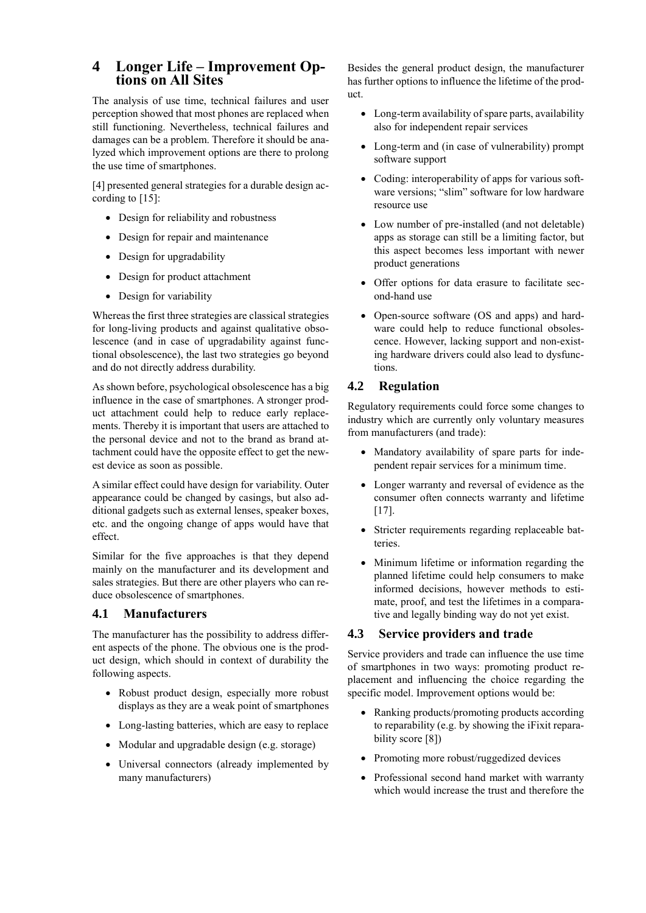# 4 Longer Life – Improvement Options on All Sites

The analysis of use time, technical failures and user perception showed that most phones are replaced when still functioning. Nevertheless, technical failures and damages can be a problem. Therefore it should be analyzed which improvement options are there to prolong the use time of smartphones.

[4] presented general strategies for a durable design according to [15]:

- Design for reliability and robustness
- Design for repair and maintenance
- Design for upgradability
- Design for product attachment
- Design for variability

Whereas the first three strategies are classical strategies for long-living products and against qualitative obsolescence (and in case of upgradability against functional obsolescence), the last two strategies go beyond and do not directly address durability.

As shown before, psychological obsolescence has a big influence in the case of smartphones. A stronger product attachment could help to reduce early replacements. Thereby it is important that users are attached to the personal device and not to the brand as brand attachment could have the opposite effect to get the newest device as soon as possible.

A similar effect could have design for variability. Outer appearance could be changed by casings, but also additional gadgets such as external lenses, speaker boxes, etc. and the ongoing change of apps would have that effect.

Similar for the five approaches is that they depend mainly on the manufacturer and its development and sales strategies. But there are other players who can reduce obsolescence of smartphones.

## 4.1 Manufacturers

The manufacturer has the possibility to address different aspects of the phone. The obvious one is the product design, which should in context of durability the following aspects.

- Robust product design, especially more robust displays as they are a weak point of smartphones
- Long-lasting batteries, which are easy to replace
- Modular and upgradable design (e.g. storage)
- Universal connectors (already implemented by many manufacturers)

Besides the general product design, the manufacturer has further options to influence the lifetime of the product.

- Long-term availability of spare parts, availability also for independent repair services
- Long-term and (in case of vulnerability) prompt software support
- Coding: interoperability of apps for various software versions; "slim" software for low hardware resource use
- Low number of pre-installed (and not deletable) apps as storage can still be a limiting factor, but this aspect becomes less important with newer product generations
- Offer options for data erasure to facilitate second-hand use
- Open-source software (OS and apps) and hardware could help to reduce functional obsolescence. However, lacking support and non-existing hardware drivers could also lead to dysfunctions.

## 4.2 Regulation

Regulatory requirements could force some changes to industry which are currently only voluntary measures from manufacturers (and trade):

- Mandatory availability of spare parts for independent repair services for a minimum time.
- Longer warranty and reversal of evidence as the consumer often connects warranty and lifetime [17].
- Stricter requirements regarding replaceable batteries.
- Minimum lifetime or information regarding the planned lifetime could help consumers to make informed decisions, however methods to estimate, proof, and test the lifetimes in a comparative and legally binding way do not yet exist.

## 4.3 Service providers and trade

Service providers and trade can influence the use time of smartphones in two ways: promoting product replacement and influencing the choice regarding the specific model. Improvement options would be:

- Ranking products/promoting products according to reparability (e.g. by showing the iFixit reparability score [8])
- Promoting more robust/ruggedized devices
- Professional second hand market with warranty which would increase the trust and therefore the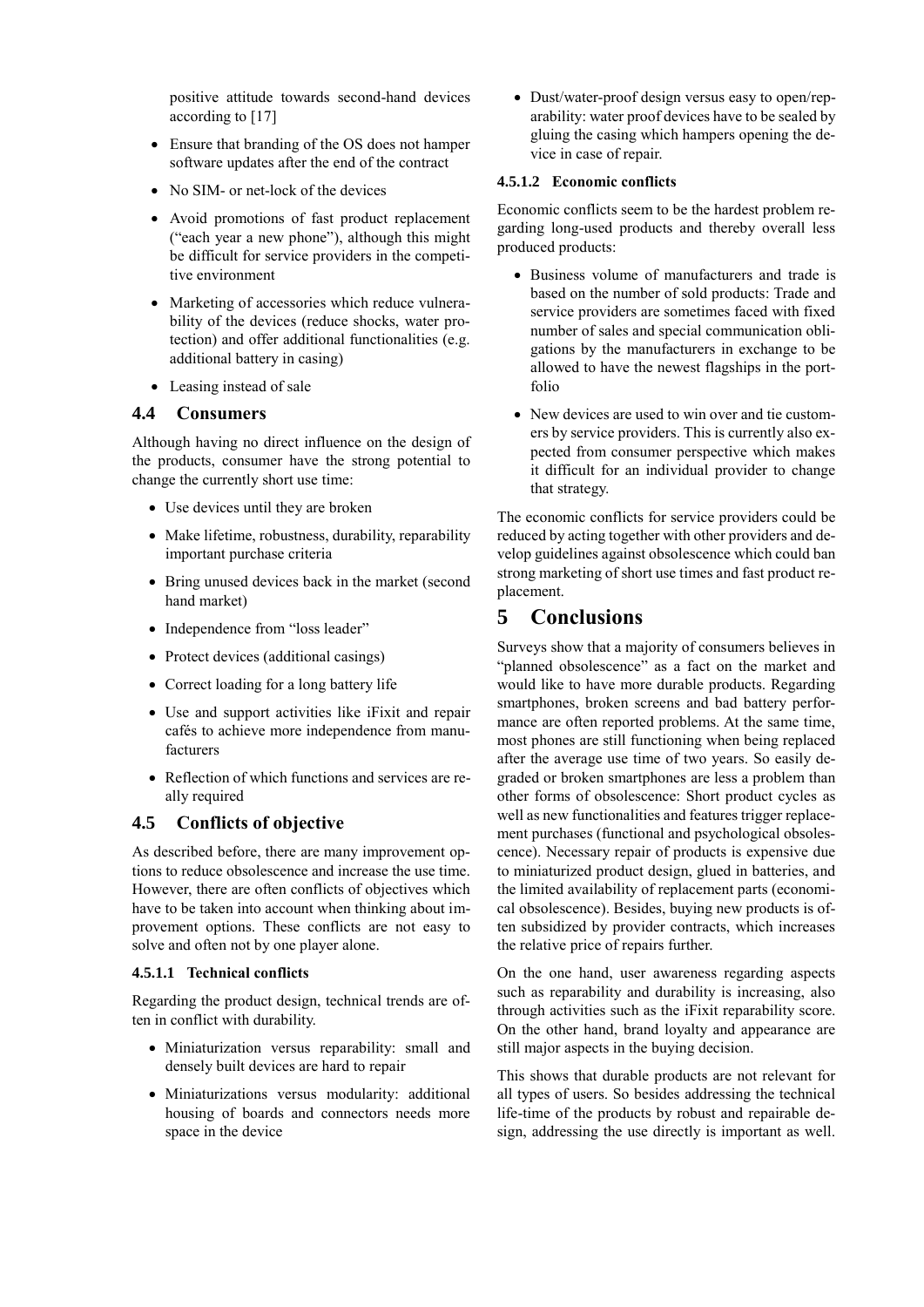positive attitude towards second-hand devices according to [17]

- Ensure that branding of the OS does not hamper software updates after the end of the contract
- No SIM- or net-lock of the devices
- Avoid promotions of fast product replacement ("each year a new phone"), although this might be difficult for service providers in the competitive environment
- Marketing of accessories which reduce vulnerability of the devices (reduce shocks, water protection) and offer additional functionalities (e.g. additional battery in casing)
- Leasing instead of sale

## 4.4 Consumers

Although having no direct influence on the design of the products, consumer have the strong potential to change the currently short use time:

- Use devices until they are broken
- Make lifetime, robustness, durability, reparability important purchase criteria
- Bring unused devices back in the market (second hand market)
- Independence from "loss leader"
- Protect devices (additional casings)
- Correct loading for a long battery life
- Use and support activities like iFixit and repair cafés to achieve more independence from manufacturers
- Reflection of which functions and services are really required

## 4.5 Conflicts of objective

As described before, there are many improvement options to reduce obsolescence and increase the use time. However, there are often conflicts of objectives which have to be taken into account when thinking about improvement options. These conflicts are not easy to solve and often not by one player alone.

#### 4.5.1.1 Technical conflicts

Regarding the product design, technical trends are often in conflict with durability.

- Miniaturization versus reparability: small and densely built devices are hard to repair
- Miniaturizations versus modularity: additional housing of boards and connectors needs more space in the device
- Dust/water-proof design versus easy to open/reparability: water proof devices have to be sealed by gluing the casing which hampers opening the device in case of repair.

#### 4.5.1.2 Economic conflicts

Economic conflicts seem to be the hardest problem regarding long-used products and thereby overall less produced products:

- Business volume of manufacturers and trade is based on the number of sold products: Trade and service providers are sometimes faced with fixed number of sales and special communication obligations by the manufacturers in exchange to be allowed to have the newest flagships in the portfolio
- New devices are used to win over and tie customers by service providers. This is currently also expected from consumer perspective which makes it difficult for an individual provider to change that strategy.

The economic conflicts for service providers could be reduced by acting together with other providers and develop guidelines against obsolescence which could ban strong marketing of short use times and fast product replacement.

# 5 Conclusions

Surveys show that a majority of consumers believes in "planned obsolescence" as a fact on the market and would like to have more durable products. Regarding smartphones, broken screens and bad battery performance are often reported problems. At the same time, most phones are still functioning when being replaced after the average use time of two years. So easily degraded or broken smartphones are less a problem than other forms of obsolescence: Short product cycles as well as new functionalities and features trigger replacement purchases (functional and psychological obsolescence). Necessary repair of products is expensive due to miniaturized product design, glued in batteries, and the limited availability of replacement parts (economical obsolescence). Besides, buying new products is often subsidized by provider contracts, which increases the relative price of repairs further.

On the one hand, user awareness regarding aspects such as reparability and durability is increasing, also through activities such as the iFixit reparability score. On the other hand, brand loyalty and appearance are still major aspects in the buying decision.

This shows that durable products are not relevant for all types of users. So besides addressing the technical life-time of the products by robust and repairable design, addressing the use directly is important as well.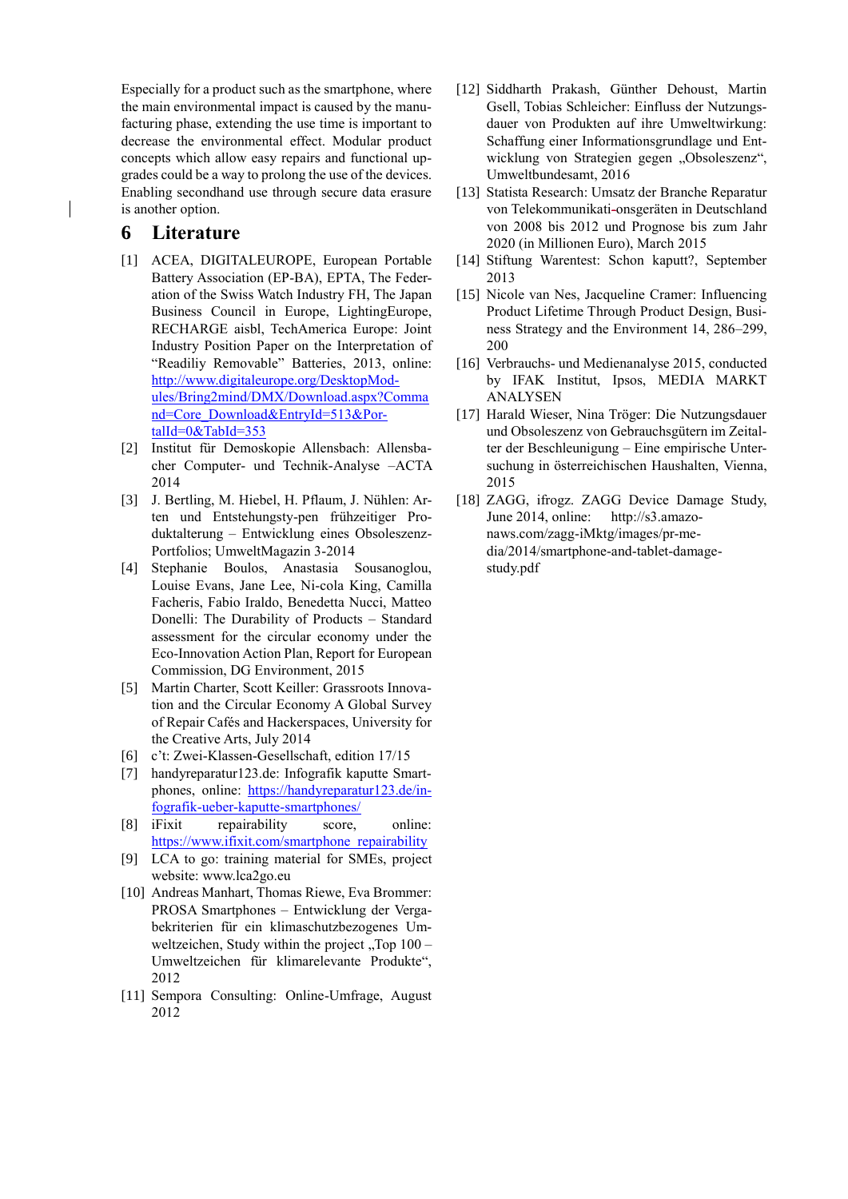Especially for a product such as the smartphone, where the main environmental impact is caused by the manufacturing phase, extending the use time is important to decrease the environmental effect. Modular product concepts which allow easy repairs and functional upgrades could be a way to prolong the use of the devices. Enabling secondhand use through secure data erasure is another option.

## 6 Literature

[1] ACEA, DIGITALEUROPE, European Portable Battery Association (EP-BA), EPTA, The Federation of the Swiss Watch Industry FH, The Japan Business Council in Europe, LightingEurope, RECHARGE aisbl, TechAmerica Europe: Joint Industry Position Paper on the Interpretation of "Readiliy Removable" Batteries, 2013, online: http://www.digitaleurope.org/DesktopModules/Bring2mind/DMX/Download.aspx?Command=Core_Download&EntryId=513&PortalId=0&TabId=353

[2] Institut für Demoskopie Allensbach: Allensbacher Computer- und Technik-Analyse –ACTA 2014

[3] J. Bertling, M. Hiebel, H. Pflaum, J. Nühlen: Arten und Entstehungsty-pen frühzeitiger Produktalterung – Entwicklung eines Obsoleszenz-Portfolios; UmweltMagazin 3-2014

[4] Stephanie Boulos, Anastasia Sousanoglou, Louise Evans, Jane Lee, Ni-cola King, Camilla Facheris, Fabio Iraldo, Benedetta Nucci, Matteo Donelli: The Durability of Products – Standard assessment for the circular economy under the Eco-Innovation Action Plan, Report for European Commission, DG Environment, 2015

[5] Martin Charter, Scott Keiller: Grassroots Innovation and the Circular Economy A Global Survey of Repair Cafés and Hackerspaces, University for the Creative Arts, July 2014

[6] c't: Zwei-Klassen-Gesellschaft, edition 17/15

[7] handyreparatur123.de: Infografik kaputte Smartphones, online: https://handyreparatur123.de/infografik-ueber-kaputte-smartphones/

[8] iFixit repairability score, online: https://www.ifixit.com/smartphone_repairability

[9] LCA to go: training material for SMEs, project website: www.lca2go.eu

[10] Andreas Manhart, Thomas Riewe, Eva Brommer: PROSA Smartphones – Entwicklung der Vergabekriterien für ein klimaschutzbezogenes Umweltzeichen, Study within the project „Top 100 – Umweltzeichen für klimarelevante Produkte", 2012

[11] Sempora Consulting: Online-Umfrage, August 2012

[12] Siddharth Prakash, Günther Dehoust, Martin Gsell, Tobias Schleicher: Einfluss der Nutzungsdauer von Produkten auf ihre Umweltwirkung: Schaffung einer Informationsgrundlage und Entwicklung von Strategien gegen „Obsoleszenz", Umweltbundesamt, 2016

[13] Statista Research: Umsatz der Branche Reparatur von Telekommunikati-onsgeräten in Deutschland von 2008 bis 2012 und Prognose bis zum Jahr 2020 (in Millionen Euro), March 2015

[14] Stiftung Warentest: Schon kaputt?, September 2013

[15] Nicole van Nes, Jacqueline Cramer: Influencing Product Lifetime Through Product Design, Business Strategy and the Environment 14, 286–299, 200

[16] Verbrauchs- und Medienanalyse 2015, conducted by IFAK Institut, Ipsos, MEDIA MARKT ANALYSEN

[17] Harald Wieser, Nina Tröger: Die Nutzungsdauer und Obsoleszenz von Gebrauchsgütern im Zeitalter der Beschleunigung – Eine empirische Untersuchung in österreichischen Haushalten, Vienna, 2015

[18] ZAGG, ifrogz. ZAGG Device Damage Study, June 2014, online: http://s3.amazonaws.com/zagg-iMktg/images/pr-media/2014/smartphone-and-tablet-damage-study.pdf